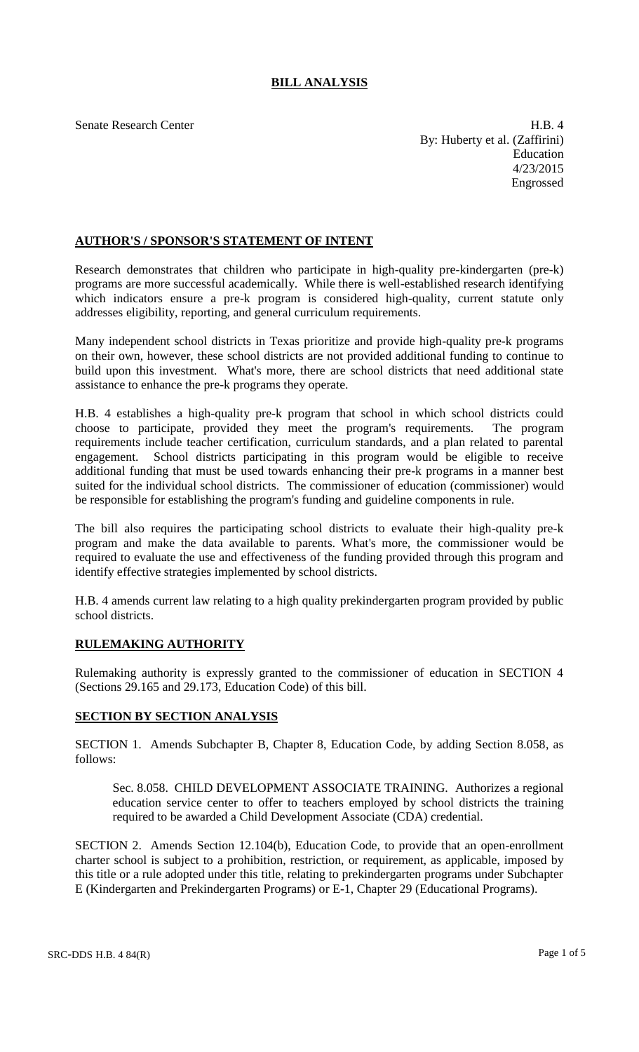# BILL ANALYSIS

Senate Research Center

H.B. 4
By: Huberty et al. (Zaffirini)
Education
4/23/2015
Engrossed

## AUTHOR'S / SPONSOR'S STATEMENT OF INTENT

Research demonstrates that children who participate in high-quality pre-kindergarten (pre-k) programs are more successful academically. While there is well-established research identifying which indicators ensure a pre-k program is considered high-quality, current statute only addresses eligibility, reporting, and general curriculum requirements.

Many independent school districts in Texas prioritize and provide high-quality pre-k programs on their own, however, these school districts are not provided additional funding to continue to build upon this investment. What's more, there are school districts that need additional state assistance to enhance the pre-k programs they operate.

H.B. 4 establishes a high-quality pre-k program that school in which school districts could choose to participate, provided they meet the program's requirements. The program requirements include teacher certification, curriculum standards, and a plan related to parental engagement. School districts participating in this program would be eligible to receive additional funding that must be used towards enhancing their pre-k programs in a manner best suited for the individual school districts. The commissioner of education (commissioner) would be responsible for establishing the program's funding and guideline components in rule.

The bill also requires the participating school districts to evaluate their high-quality pre-k program and make the data available to parents. What's more, the commissioner would be required to evaluate the use and effectiveness of the funding provided through this program and identify effective strategies implemented by school districts.

H.B. 4 amends current law relating to a high quality prekindergarten program provided by public school districts.

## RULEMAKING AUTHORITY

Rulemaking authority is expressly granted to the commissioner of education in SECTION 4 (Sections 29.165 and 29.173, Education Code) of this bill.

## SECTION BY SECTION ANALYSIS

SECTION 1. Amends Subchapter B, Chapter 8, Education Code, by adding Section 8.058, as follows:

Sec. 8.058. CHILD DEVELOPMENT ASSOCIATE TRAINING. Authorizes a regional education service center to offer to teachers employed by school districts the training required to be awarded a Child Development Associate (CDA) credential.

SECTION 2. Amends Section 12.104(b), Education Code, to provide that an open-enrollment charter school is subject to a prohibition, restriction, or requirement, as applicable, imposed by this title or a rule adopted under this title, relating to prekindergarten programs under Subchapter E (Kindergarten and Prekindergarten Programs) or E-1, Chapter 29 (Educational Programs).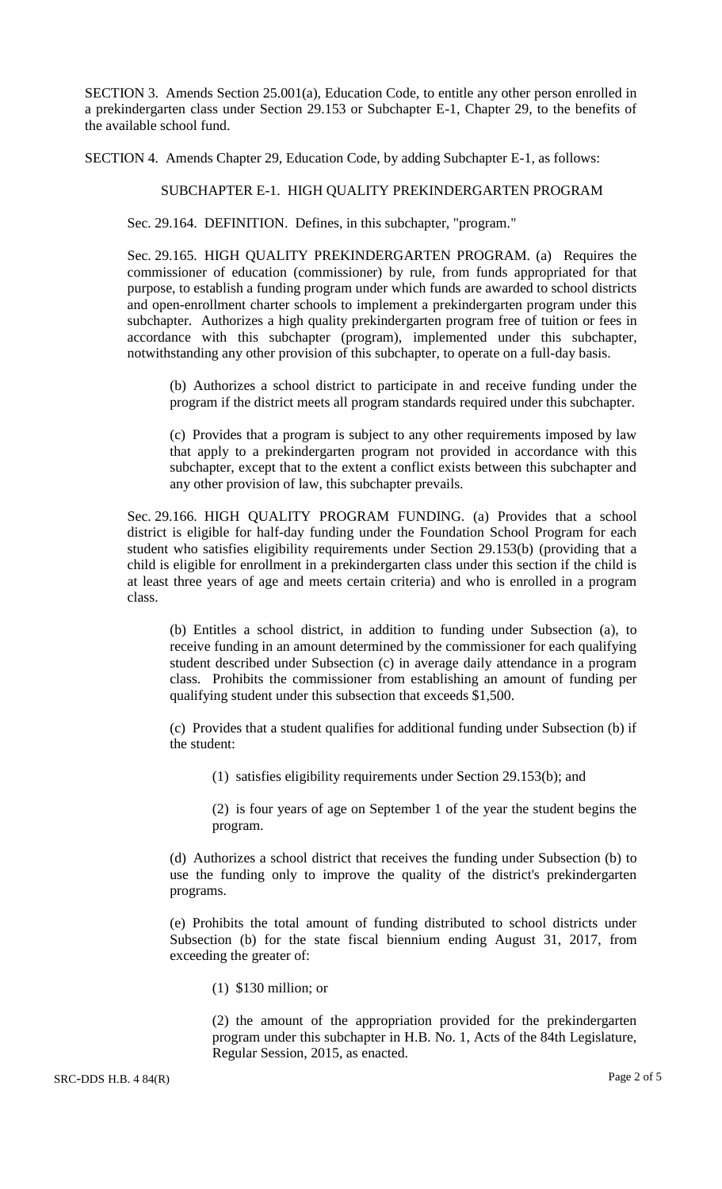SECTION 3. Amends Section 25.001(a), Education Code, to entitle any other person enrolled in a prekindergarten class under Section 29.153 or Subchapter E-1, Chapter 29, to the benefits of the available school fund.

SECTION 4. Amends Chapter 29, Education Code, by adding Subchapter E-1, as follows:

SUBCHAPTER E-1. HIGH QUALITY PREKINDERGARTEN PROGRAM

Sec. 29.164. DEFINITION. Defines, in this subchapter, "program."

Sec. 29.165. HIGH QUALITY PREKINDERGARTEN PROGRAM. (a) Requires the commissioner of education (commissioner) by rule, from funds appropriated for that purpose, to establish a funding program under which funds are awarded to school districts and open-enrollment charter schools to implement a prekindergarten program under this subchapter. Authorizes a high quality prekindergarten program free of tuition or fees in accordance with this subchapter (program), implemented under this subchapter, notwithstanding any other provision of this subchapter, to operate on a full-day basis.

(b) Authorizes a school district to participate in and receive funding under the program if the district meets all program standards required under this subchapter.

(c) Provides that a program is subject to any other requirements imposed by law that apply to a prekindergarten program not provided in accordance with this subchapter, except that to the extent a conflict exists between this subchapter and any other provision of law, this subchapter prevails.

Sec. 29.166. HIGH QUALITY PROGRAM FUNDING. (a) Provides that a school district is eligible for half-day funding under the Foundation School Program for each student who satisfies eligibility requirements under Section 29.153(b) (providing that a child is eligible for enrollment in a prekindergarten class under this section if the child is at least three years of age and meets certain criteria) and who is enrolled in a program class.

(b) Entitles a school district, in addition to funding under Subsection (a), to receive funding in an amount determined by the commissioner for each qualifying student described under Subsection (c) in average daily attendance in a program class. Prohibits the commissioner from establishing an amount of funding per qualifying student under this subsection that exceeds $1,500.

(c) Provides that a student qualifies for additional funding under Subsection (b) if the student:

(1) satisfies eligibility requirements under Section 29.153(b); and

(2) is four years of age on September 1 of the year the student begins the program.

(d) Authorizes a school district that receives the funding under Subsection (b) to use the funding only to improve the quality of the district's prekindergarten programs.

(e) Prohibits the total amount of funding distributed to school districts under Subsection (b) for the state fiscal biennium ending August 31, 2017, from exceeding the greater of:

(1) $130 million; or

(2) the amount of the appropriation provided for the prekindergarten program under this subchapter in H.B. No. 1, Acts of the 84th Legislature, Regular Session, 2015, as enacted.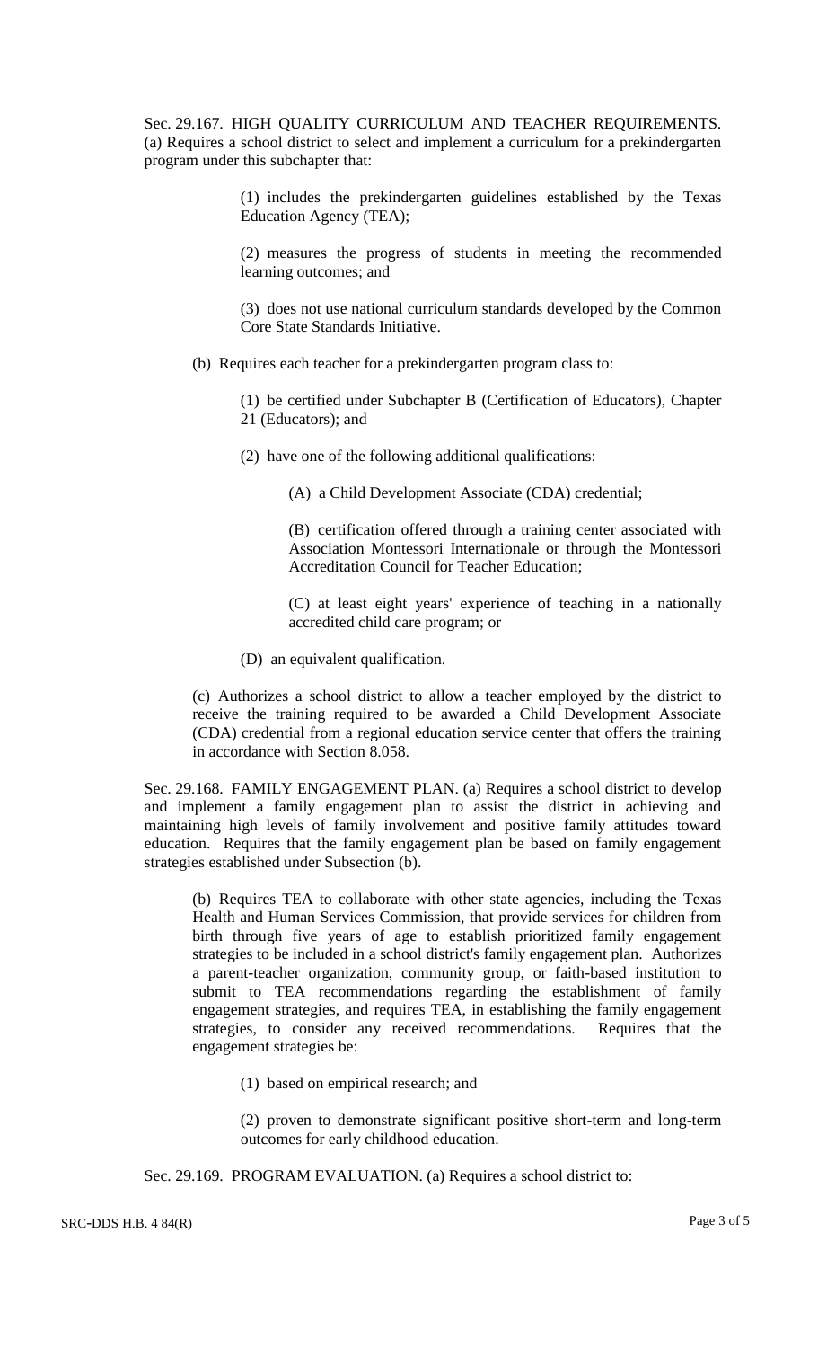Sec. 29.167. HIGH QUALITY CURRICULUM AND TEACHER REQUIREMENTS. (a) Requires a school district to select and implement a curriculum for a prekindergarten program under this subchapter that:

(1) includes the prekindergarten guidelines established by the Texas Education Agency (TEA);

(2) measures the progress of students in meeting the recommended learning outcomes; and

(3) does not use national curriculum standards developed by the Common Core State Standards Initiative.

(b) Requires each teacher for a prekindergarten program class to:

(1) be certified under Subchapter B (Certification of Educators), Chapter 21 (Educators); and

(2) have one of the following additional qualifications:

(A) a Child Development Associate (CDA) credential;

(B) certification offered through a training center associated with Association Montessori Internationale or through the Montessori Accreditation Council for Teacher Education;

(C) at least eight years' experience of teaching in a nationally accredited child care program; or

(D) an equivalent qualification.

(c) Authorizes a school district to allow a teacher employed by the district to receive the training required to be awarded a Child Development Associate (CDA) credential from a regional education service center that offers the training in accordance with Section 8.058.

Sec. 29.168. FAMILY ENGAGEMENT PLAN. (a) Requires a school district to develop and implement a family engagement plan to assist the district in achieving and maintaining high levels of family involvement and positive family attitudes toward education. Requires that the family engagement plan be based on family engagement strategies established under Subsection (b).

(b) Requires TEA to collaborate with other state agencies, including the Texas Health and Human Services Commission, that provide services for children from birth through five years of age to establish prioritized family engagement strategies to be included in a school district's family engagement plan. Authorizes a parent-teacher organization, community group, or faith-based institution to submit to TEA recommendations regarding the establishment of family engagement strategies, and requires TEA, in establishing the family engagement strategies, to consider any received recommendations. Requires that the engagement strategies be:

(1) based on empirical research; and

(2) proven to demonstrate significant positive short-term and long-term outcomes for early childhood education.

Sec. 29.169. PROGRAM EVALUATION. (a) Requires a school district to: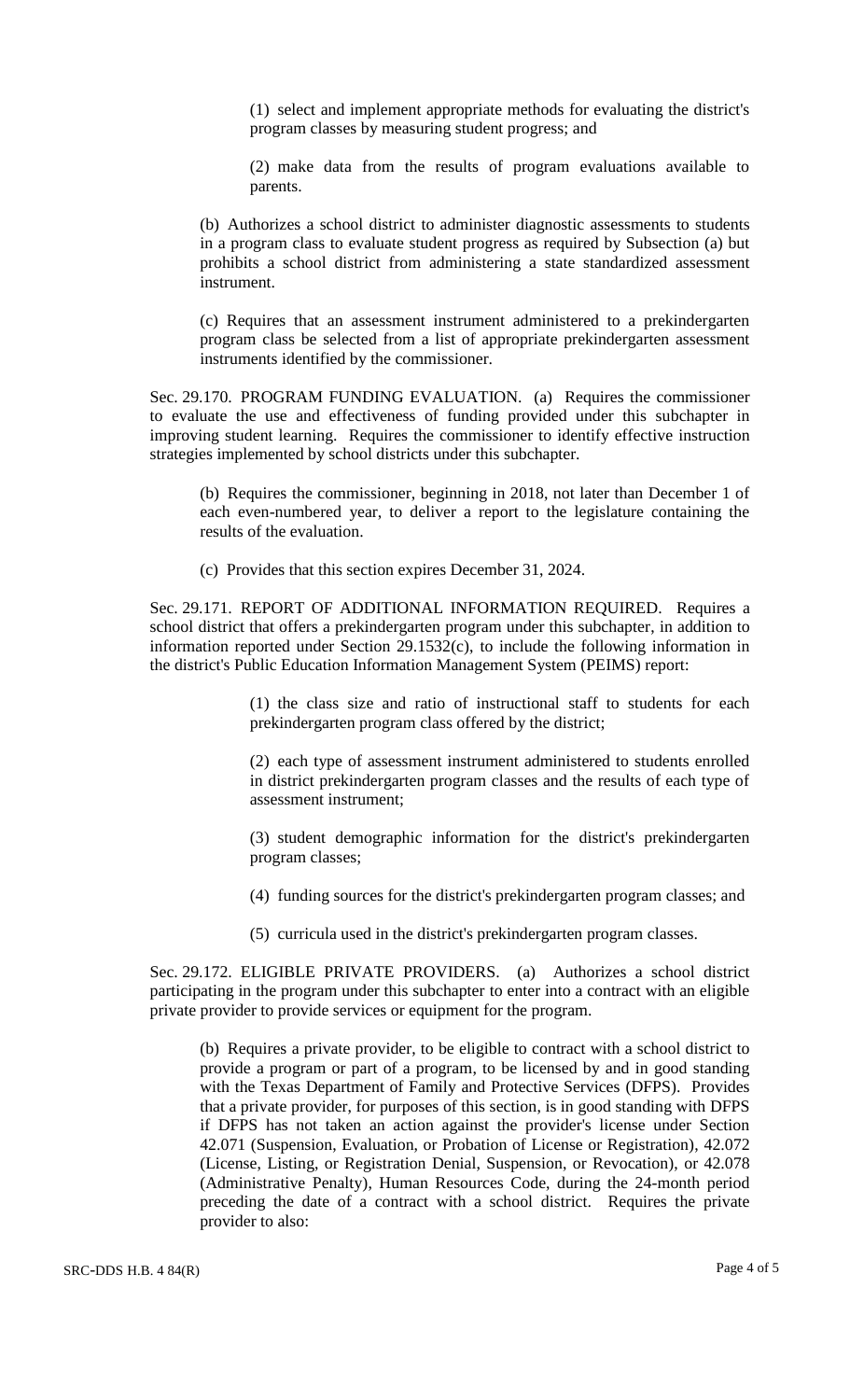(1) select and implement appropriate methods for evaluating the district's program classes by measuring student progress; and

(2) make data from the results of program evaluations available to parents.

(b) Authorizes a school district to administer diagnostic assessments to students in a program class to evaluate student progress as required by Subsection (a) but prohibits a school district from administering a state standardized assessment instrument.

(c) Requires that an assessment instrument administered to a prekindergarten program class be selected from a list of appropriate prekindergarten assessment instruments identified by the commissioner.

Sec. 29.170. PROGRAM FUNDING EVALUATION. (a) Requires the commissioner to evaluate the use and effectiveness of funding provided under this subchapter in improving student learning. Requires the commissioner to identify effective instruction strategies implemented by school districts under this subchapter.

(b) Requires the commissioner, beginning in 2018, not later than December 1 of each even-numbered year, to deliver a report to the legislature containing the results of the evaluation.

(c) Provides that this section expires December 31, 2024.

Sec. 29.171. REPORT OF ADDITIONAL INFORMATION REQUIRED. Requires a school district that offers a prekindergarten program under this subchapter, in addition to information reported under Section 29.1532(c), to include the following information in the district's Public Education Information Management System (PEIMS) report:

(1) the class size and ratio of instructional staff to students for each prekindergarten program class offered by the district;

(2) each type of assessment instrument administered to students enrolled in district prekindergarten program classes and the results of each type of assessment instrument;

(3) student demographic information for the district's prekindergarten program classes;

(4) funding sources for the district's prekindergarten program classes; and

(5) curricula used in the district's prekindergarten program classes.

Sec. 29.172. ELIGIBLE PRIVATE PROVIDERS. (a) Authorizes a school district participating in the program under this subchapter to enter into a contract with an eligible private provider to provide services or equipment for the program.

(b) Requires a private provider, to be eligible to contract with a school district to provide a program or part of a program, to be licensed by and in good standing with the Texas Department of Family and Protective Services (DFPS). Provides that a private provider, for purposes of this section, is in good standing with DFPS if DFPS has not taken an action against the provider's license under Section 42.071 (Suspension, Evaluation, or Probation of License or Registration), 42.072 (License, Listing, or Registration Denial, Suspension, or Revocation), or 42.078 (Administrative Penalty), Human Resources Code, during the 24-month period preceding the date of a contract with a school district. Requires the private provider to also: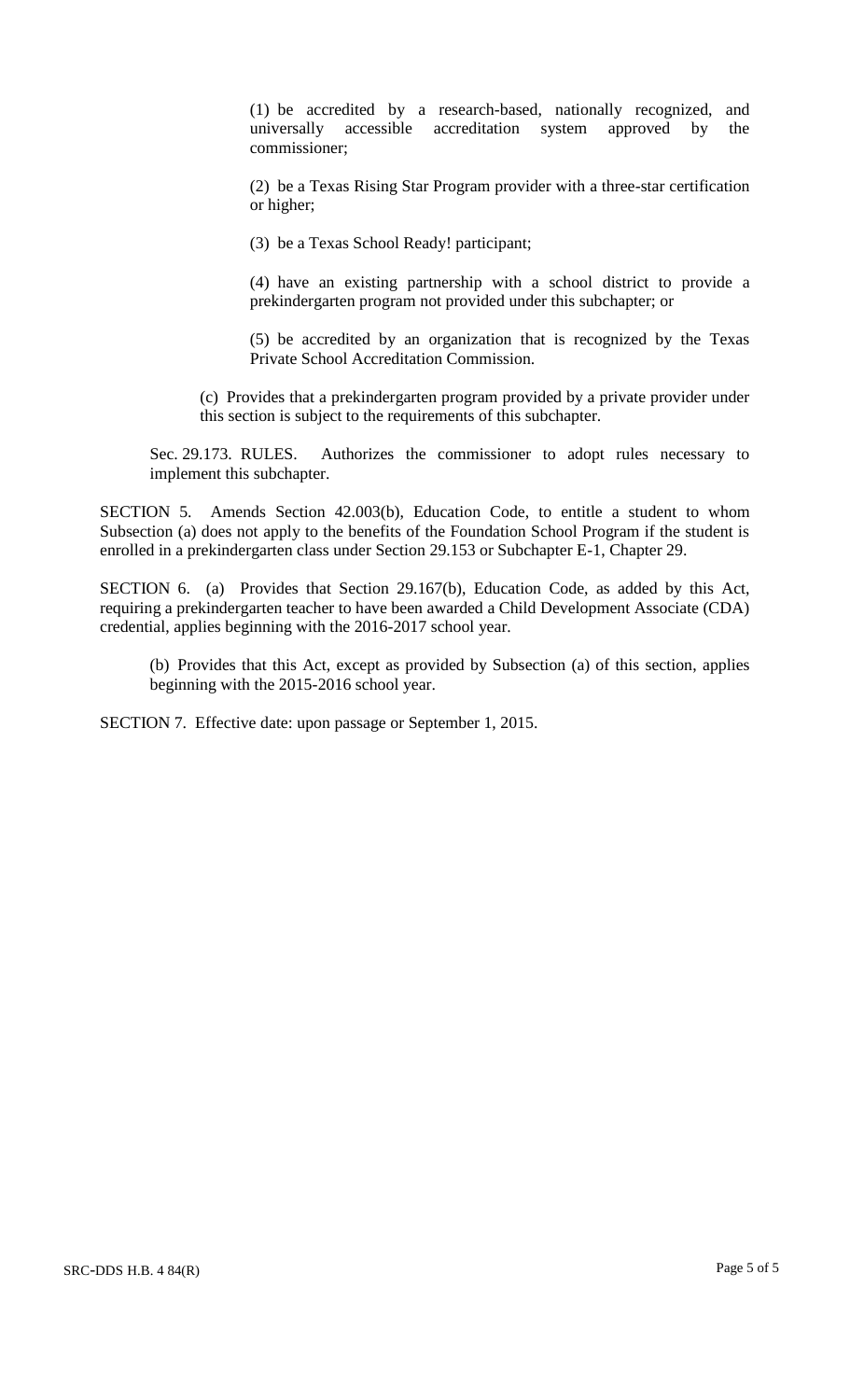(1) be accredited by a research-based, nationally recognized, and universally accessible accreditation system approved by the commissioner;

(2) be a Texas Rising Star Program provider with a three-star certification or higher;

(3) be a Texas School Ready! participant;

(4) have an existing partnership with a school district to provide a prekindergarten program not provided under this subchapter; or

(5) be accredited by an organization that is recognized by the Texas Private School Accreditation Commission.

(c) Provides that a prekindergarten program provided by a private provider under this section is subject to the requirements of this subchapter.

Sec. 29.173. RULES. Authorizes the commissioner to adopt rules necessary to implement this subchapter.

SECTION 5. Amends Section 42.003(b), Education Code, to entitle a student to whom Subsection (a) does not apply to the benefits of the Foundation School Program if the student is enrolled in a prekindergarten class under Section 29.153 or Subchapter E-1, Chapter 29.

SECTION 6. (a) Provides that Section 29.167(b), Education Code, as added by this Act, requiring a prekindergarten teacher to have been awarded a Child Development Associate (CDA) credential, applies beginning with the 2016-2017 school year.

(b) Provides that this Act, except as provided by Subsection (a) of this section, applies beginning with the 2015-2016 school year.

SECTION 7. Effective date: upon passage or September 1, 2015.